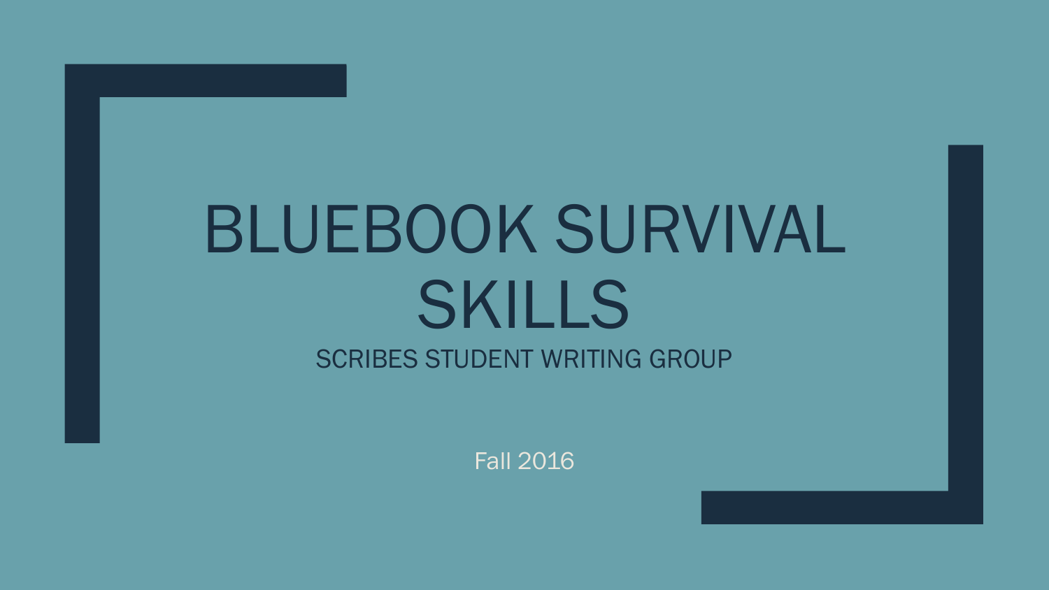# BLUEBOOK SURVIVAL SKILLS

## SCRIBES STUDENT WRITING GROUP

Fall 2016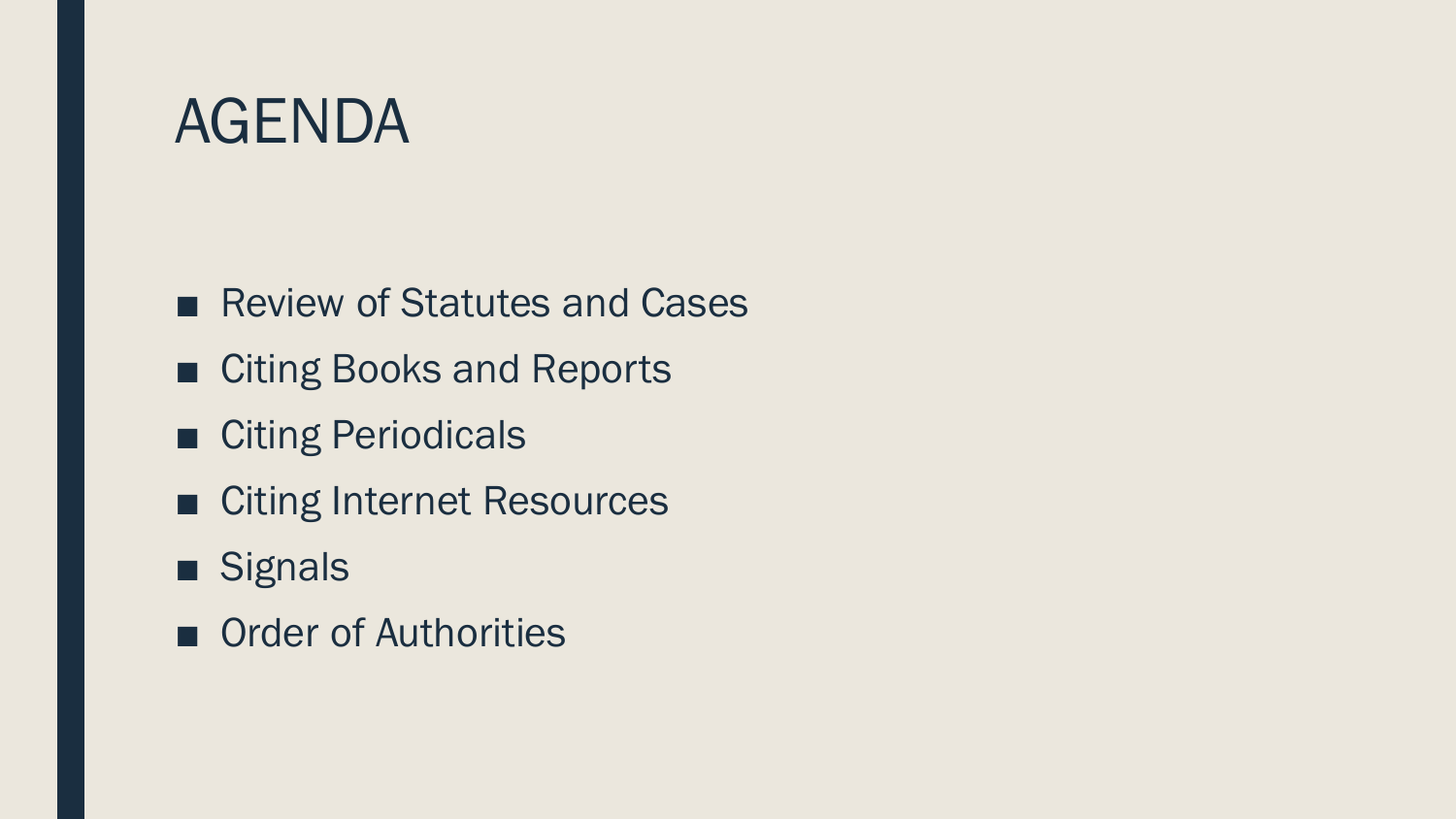# AGENDA

- Review of Statutes and Cases
- Citing Books and Reports
- Citing Periodicals
- Citing Internet Resources
- Signals
- Order of Authorities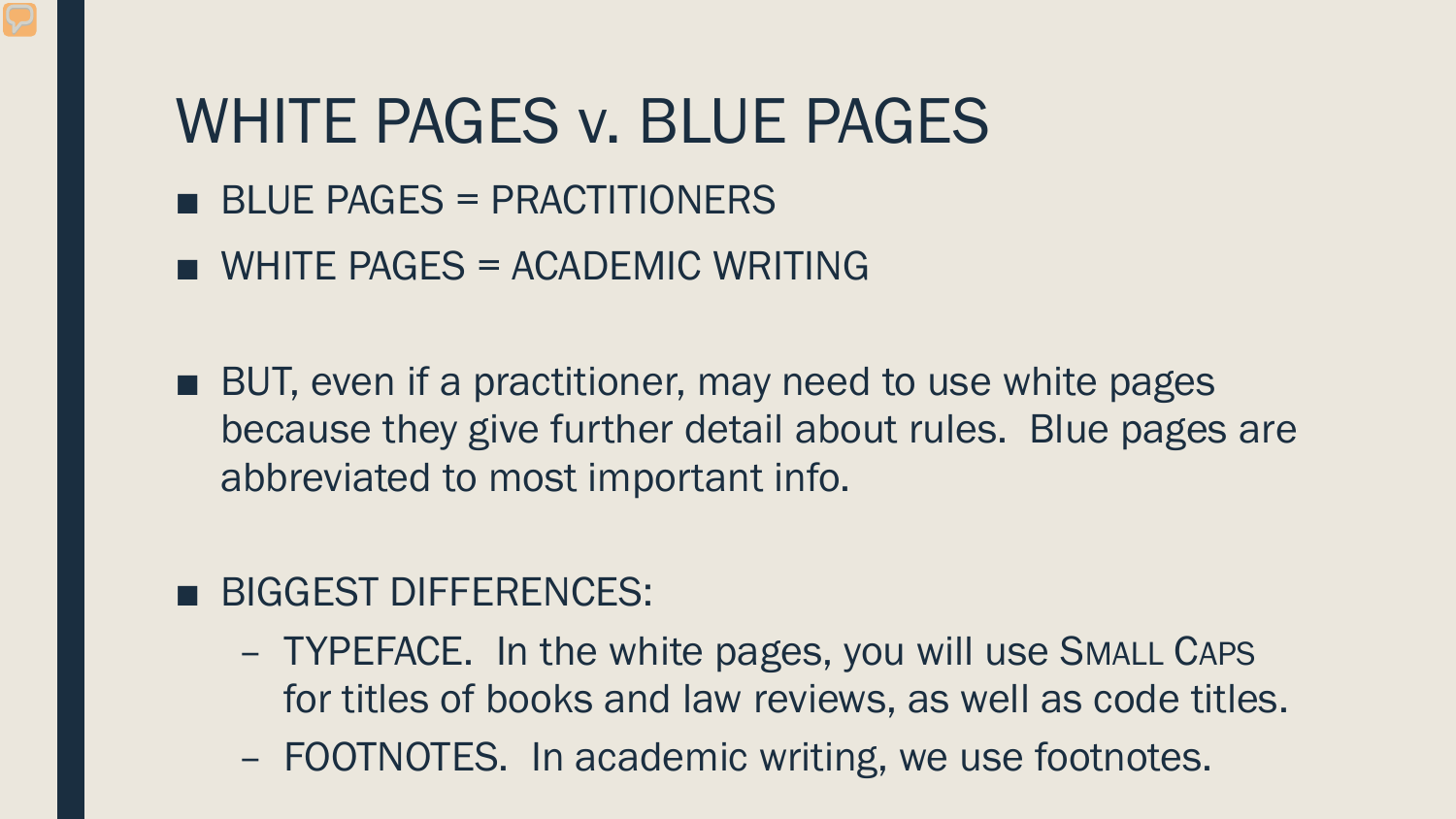# WHITE PAGES v. BLUE PAGES

- BLUE PAGES = PRACTITIONERS
- WHITE PAGES = ACADEMIC WRITING

- BUT, even if a practitioner, may need to use white pages because they give further detail about rules. Blue pages are abbreviated to most important info.

- BIGGEST DIFFERENCES:
  - TYPEFACE. In the white pages, you will use SMALL CAPS for titles of books and law reviews, as well as code titles.
  - FOOTNOTES. In academic writing, we use footnotes.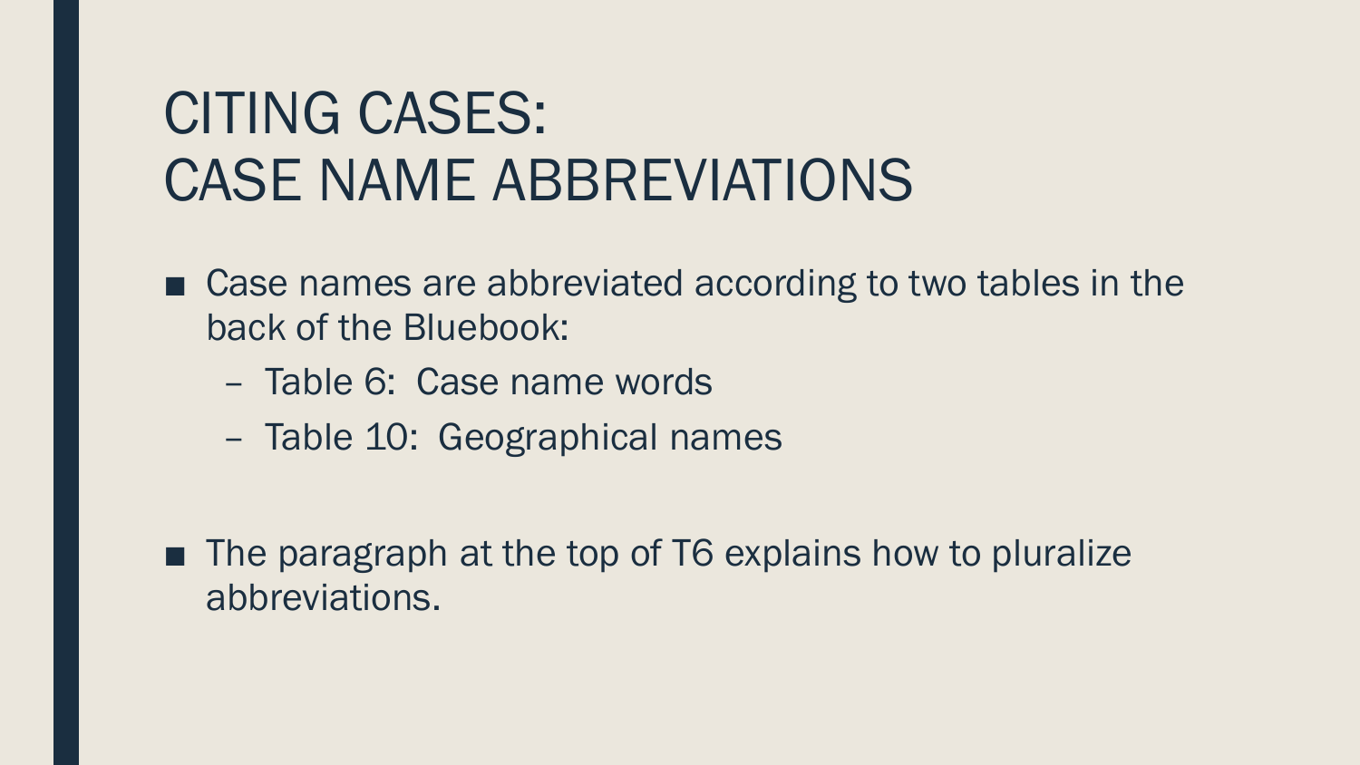# CITING CASES: CASE NAME ABBREVIATIONS

- Case names are abbreviated according to two tables in the back of the Bluebook:
  - Table 6: Case name words
  - Table 10: Geographical names

- The paragraph at the top of T6 explains how to pluralize abbreviations.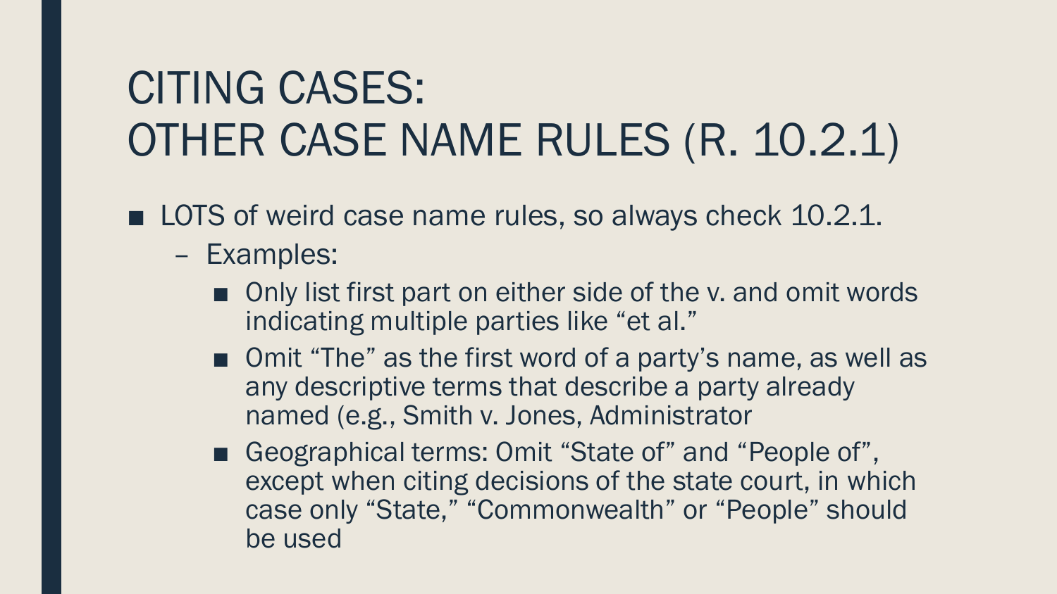# CITING CASES: OTHER CASE NAME RULES (R. 10.2.1)

- LOTS of weird case name rules, so always check 10.2.1.
  - Examples:
    - Only list first part on either side of the v. and omit words indicating multiple parties like "et al."
    - Omit "The" as the first word of a party's name, as well as any descriptive terms that describe a party already named (e.g., Smith v. Jones, Administrator
    - Geographical terms: Omit "State of" and "People of", except when citing decisions of the state court, in which case only "State," "Commonwealth" or "People" should be used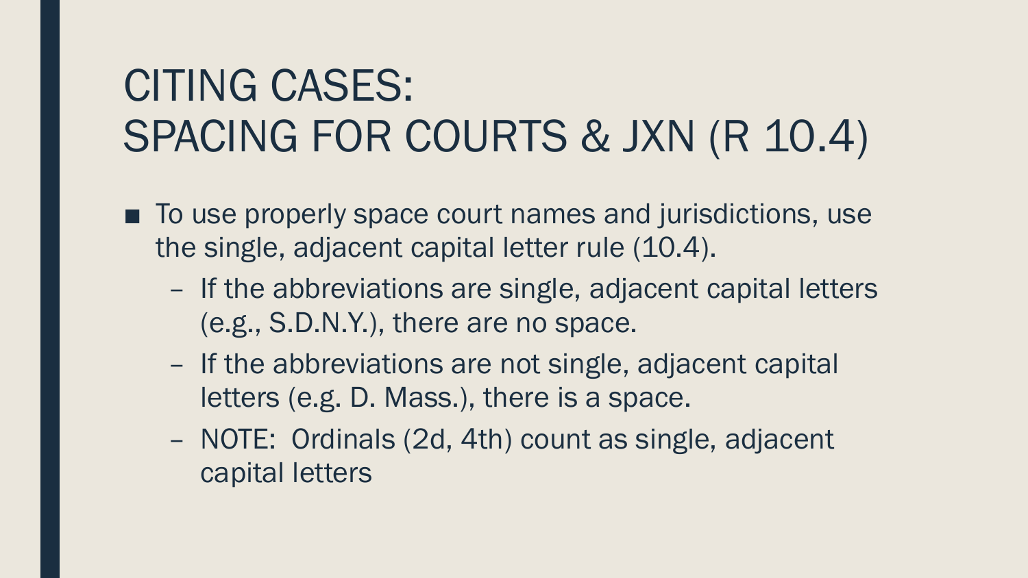# CITING CASES: SPACING FOR COURTS & JXN (R 10.4)

- To use properly space court names and jurisdictions, use the single, adjacent capital letter rule (10.4).
  - If the abbreviations are single, adjacent capital letters (e.g., S.D.N.Y.), there are no space.
  - If the abbreviations are not single, adjacent capital letters (e.g. D. Mass.), there is a space.
  - NOTE: Ordinals (2d, 4th) count as single, adjacent capital letters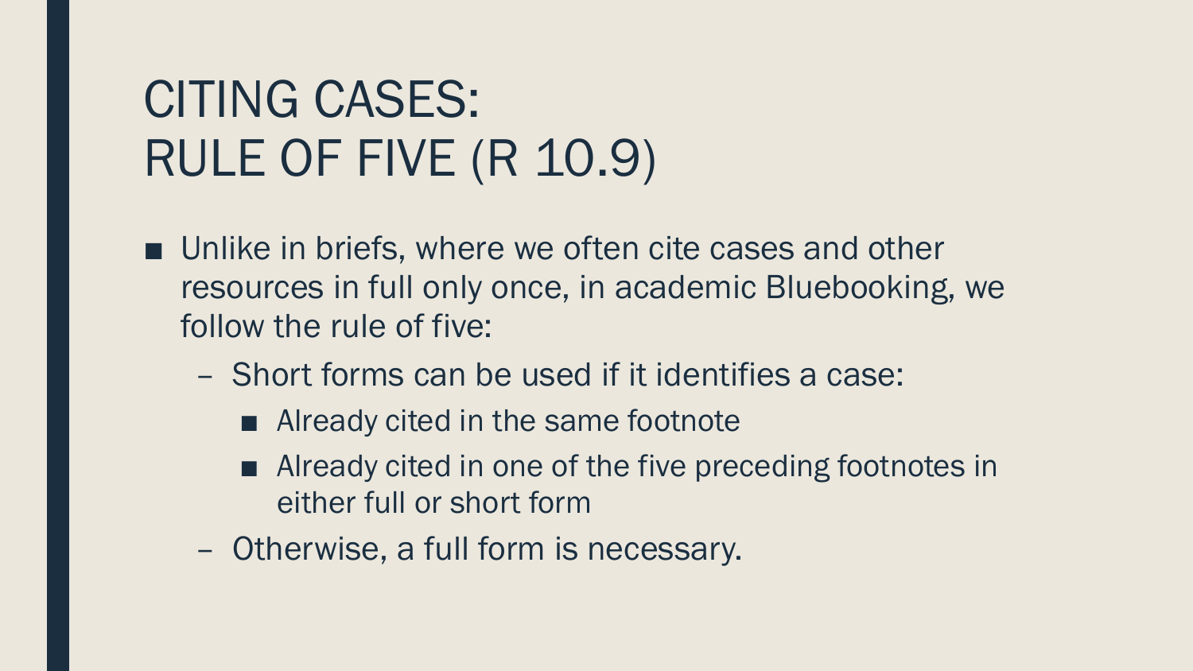# CITING CASES: RULE OF FIVE (R 10.9)

- Unlike in briefs, where we often cite cases and other resources in full only once, in academic Bluebooking, we follow the rule of five:
  - Short forms can be used if it identifies a case:
    - Already cited in the same footnote
    - Already cited in one of the five preceding footnotes in either full or short form
  - Otherwise, a full form is necessary.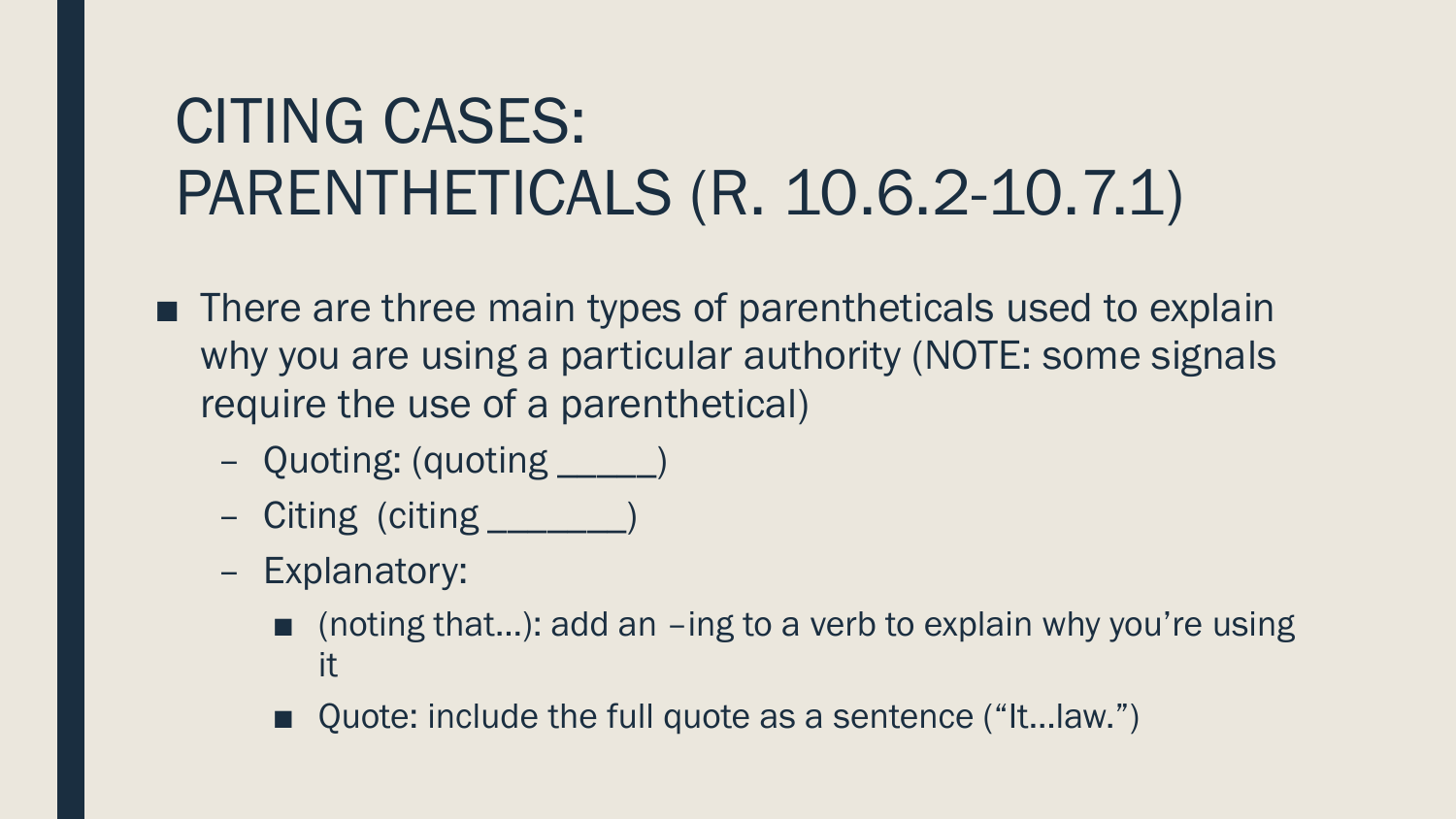# CITING CASES: PARENTHETICALS (R. 10.6.2-10.7.1)

- There are three main types of parentheticals used to explain why you are using a particular authority (NOTE: some signals require the use of a parenthetical)
  - Quoting: (quoting _____)
  - Citing (citing _______)
  - Explanatory:
    - (noting that…): add an –ing to a verb to explain why you're using it
    - Quote: include the full quote as a sentence ("It…law.")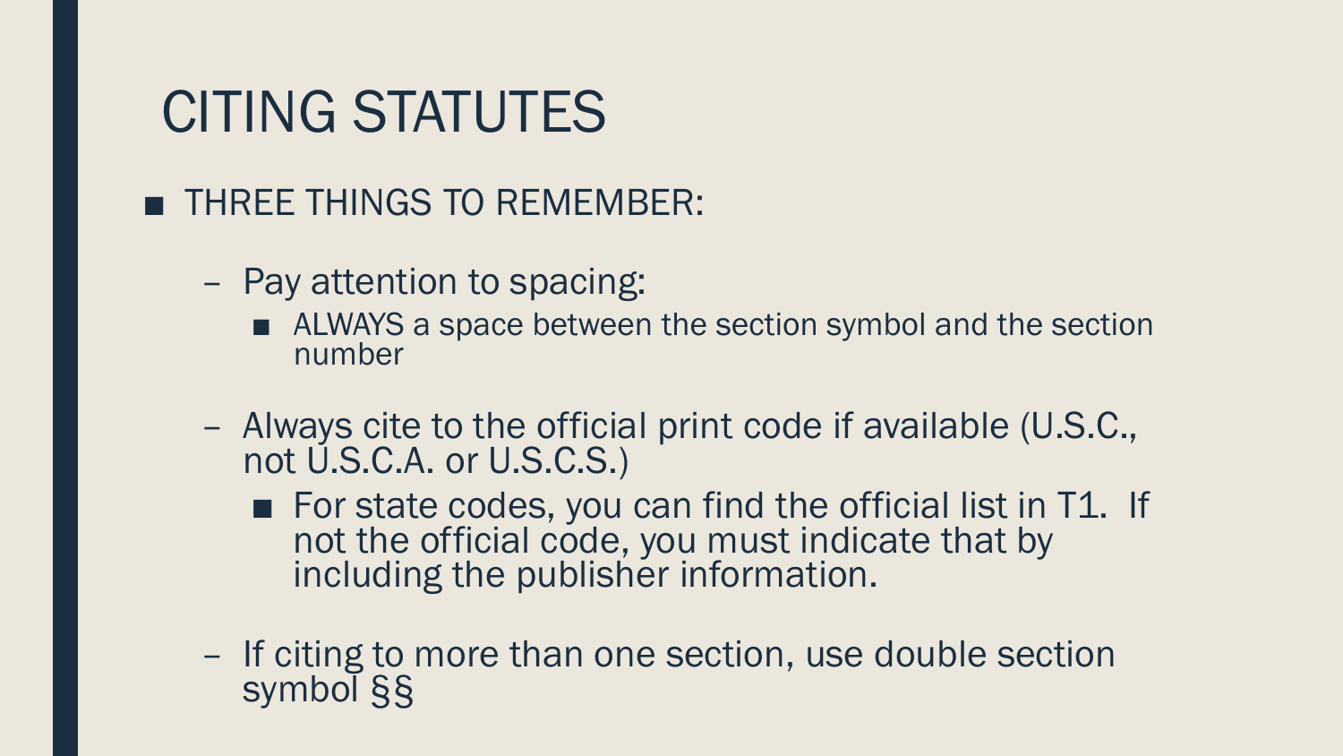# CITING STATUTES

- THREE THINGS TO REMEMBER:
  - Pay attention to spacing:
    - ALWAYS a space between the section symbol and the section number
  - Always cite to the official print code if available (U.S.C., not U.S.C.A. or U.S.C.S.)
    - For state codes, you can find the official list in T1. If not the official code, you must indicate that by including the publisher information.
  - If citing to more than one section, use double section symbol §§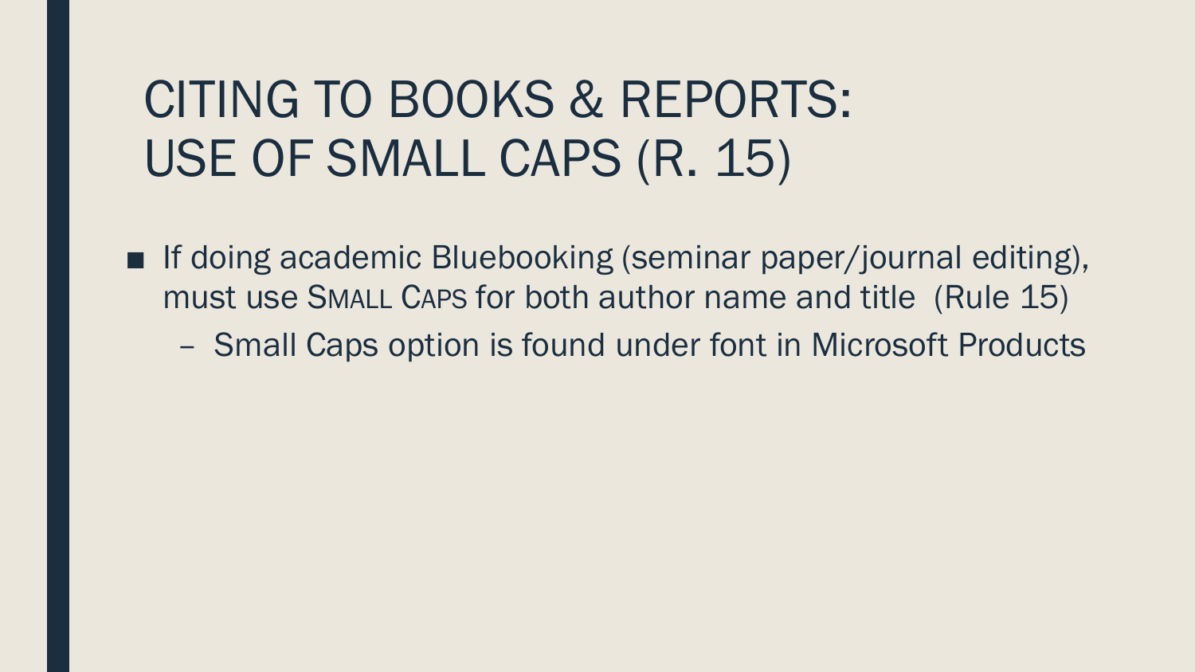# CITING TO BOOKS & REPORTS: USE OF SMALL CAPS (R. 15)

- If doing academic Bluebooking (seminar paper/journal editing), must use SMALL CAPS for both author name and title (Rule 15)
  - Small Caps option is found under font in Microsoft Products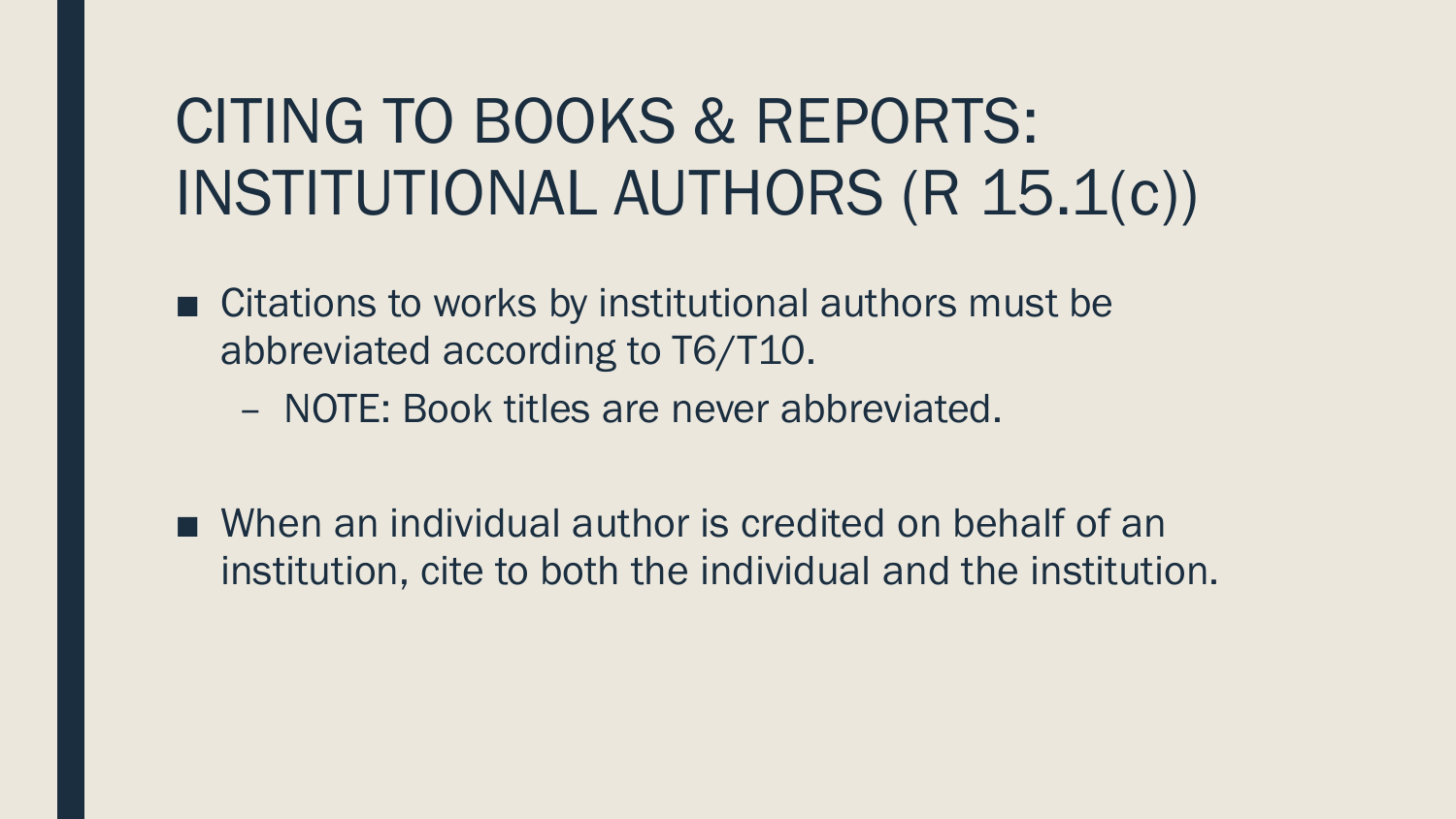# CITING TO BOOKS & REPORTS: INSTITUTIONAL AUTHORS (R 15.1(c))

- Citations to works by institutional authors must be abbreviated according to T6/T10.
  - NOTE: Book titles are never abbreviated.

- When an individual author is credited on behalf of an institution, cite to both the individual and the institution.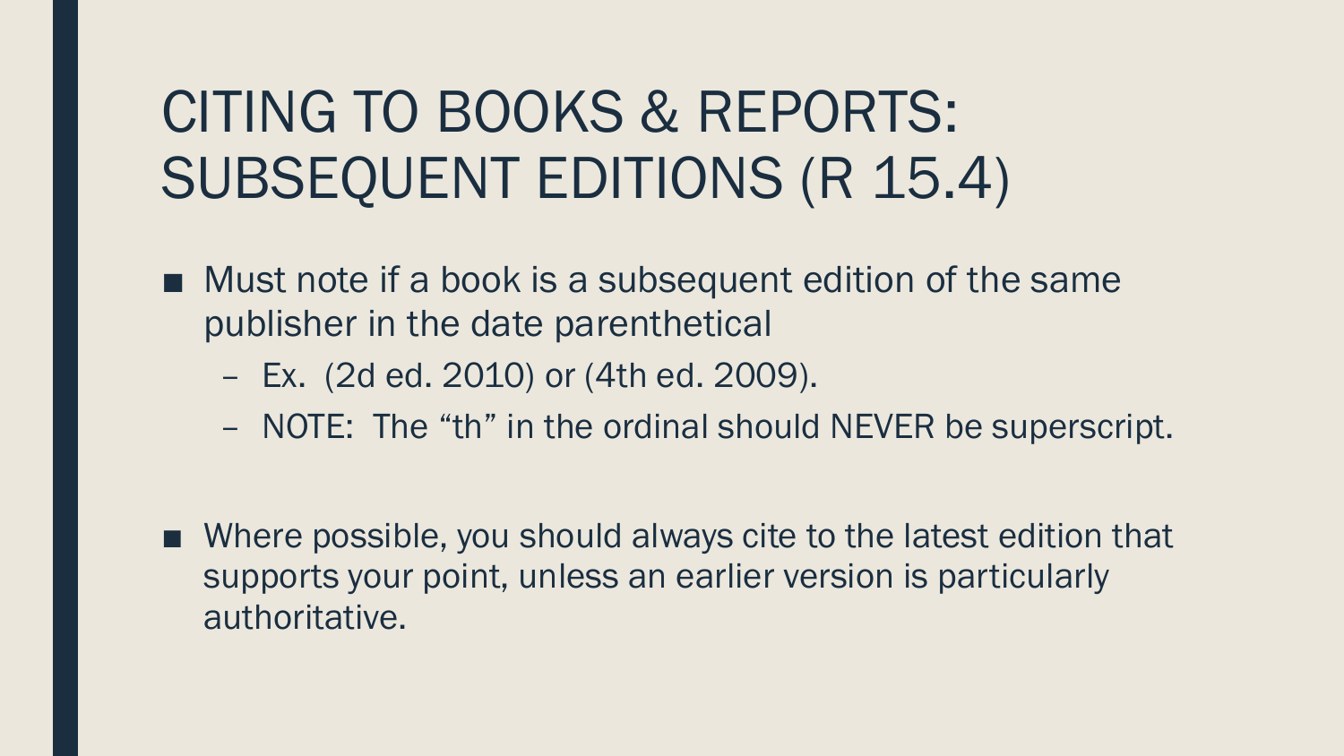# CITING TO BOOKS & REPORTS: SUBSEQUENT EDITIONS (R 15.4)

- Must note if a book is a subsequent edition of the same publisher in the date parenthetical
  - Ex. (2d ed. 2010) or (4th ed. 2009).
  - NOTE: The “th” in the ordinal should NEVER be superscript.

- Where possible, you should always cite to the latest edition that supports your point, unless an earlier version is particularly authoritative.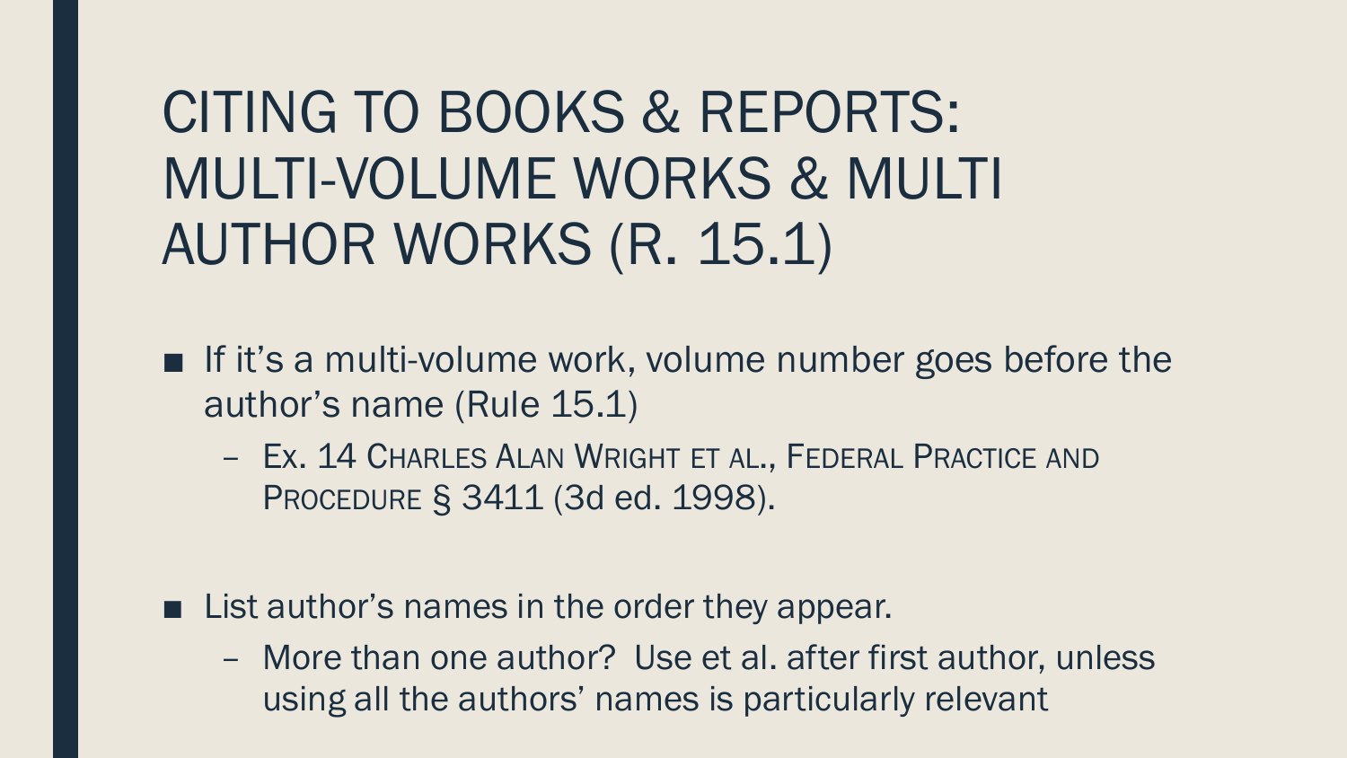# CITING TO BOOKS & REPORTS: MULTI-VOLUME WORKS & MULTI AUTHOR WORKS (R. 15.1)

- If it's a multi-volume work, volume number goes before the author's name (Rule 15.1)
  - Ex. 14 CHARLES ALAN WRIGHT ET AL., FEDERAL PRACTICE AND PROCEDURE § 3411 (3d ed. 1998).

- List author's names in the order they appear.
  - More than one author? Use et al. after first author, unless using all the authors' names is particularly relevant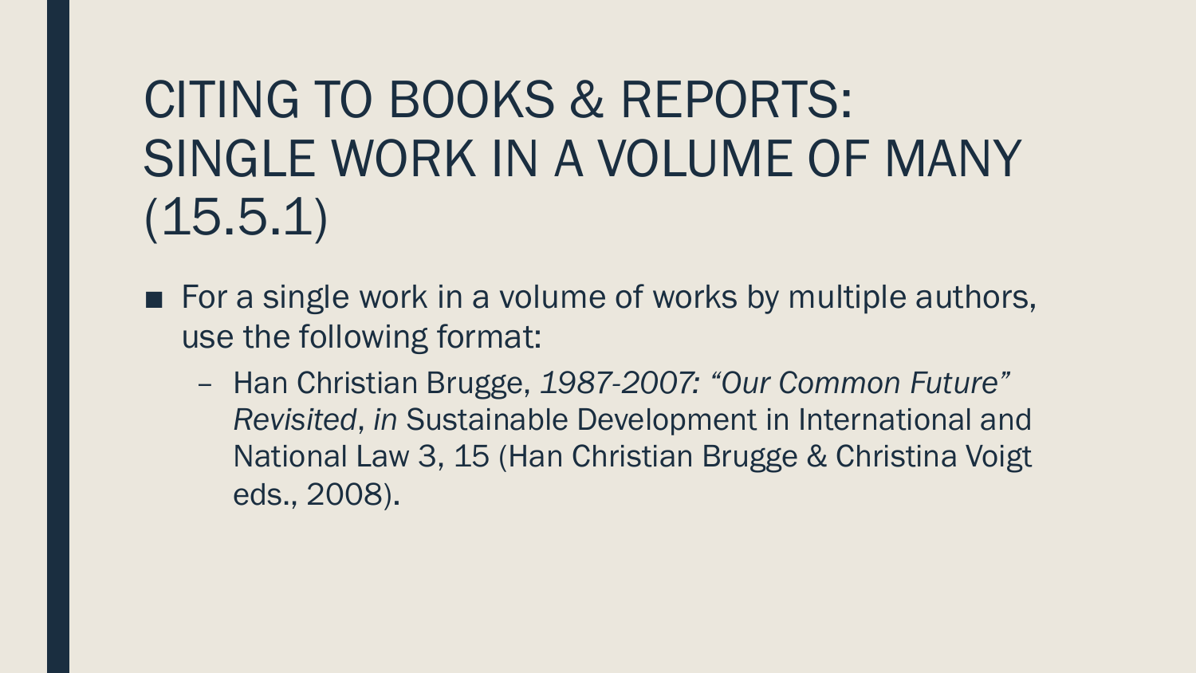# CITING TO BOOKS & REPORTS: SINGLE WORK IN A VOLUME OF MANY (15.5.1)

- For a single work in a volume of works by multiple authors, use the following format:
  - Han Christian Brugge, *1987-2007: "Our Common Future" Revisited*, *in* Sustainable Development in International and National Law 3, 15 (Han Christian Brugge & Christina Voigt eds., 2008).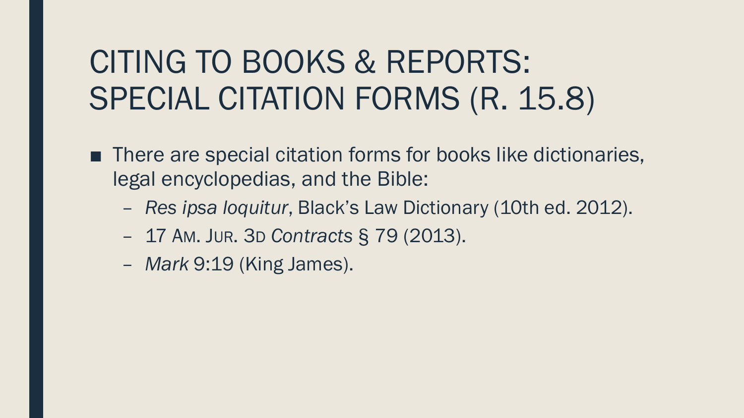# CITING TO BOOKS & REPORTS: SPECIAL CITATION FORMS (R. 15.8)

- There are special citation forms for books like dictionaries, legal encyclopedias, and the Bible:
  - *Res ipsa loquitur*, Black's Law Dictionary (10th ed. 2012).
  - 17 AM. JUR. 3D *Contracts* § 79 (2013).
  - *Mark* 9:19 (King James).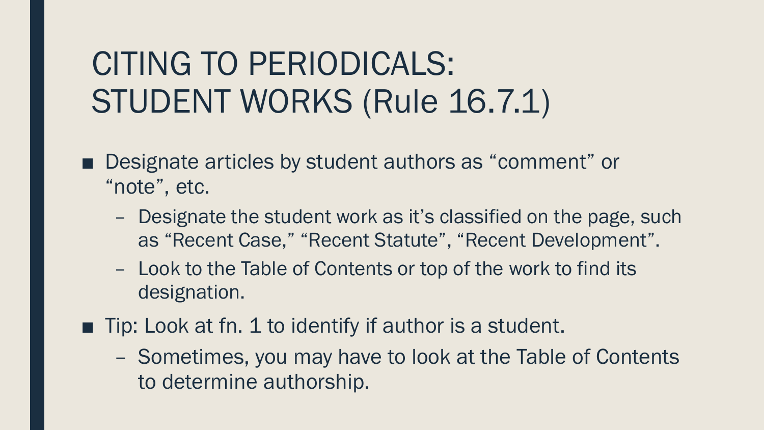# CITING TO PERIODICALS: STUDENT WORKS (Rule 16.7.1)

- Designate articles by student authors as “comment” or “note”, etc.
  - Designate the student work as it’s classified on the page, such as “Recent Case,” “Recent Statute”, “Recent Development”.
  - Look to the Table of Contents or top of the work to find its designation.
- Tip: Look at fn. 1 to identify if author is a student.
  - Sometimes, you may have to look at the Table of Contents to determine authorship.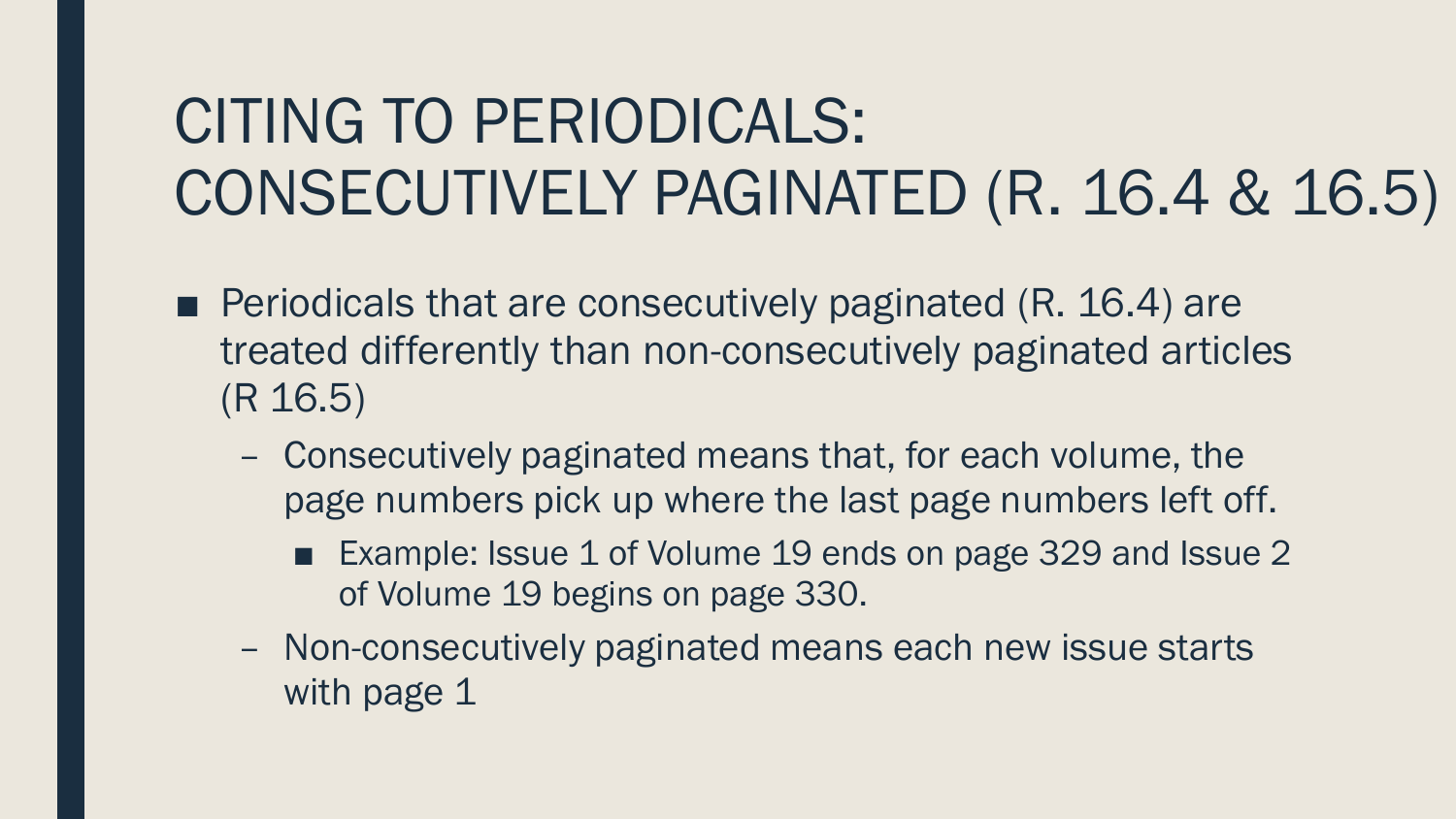# CITING TO PERIODICALS: CONSECUTIVELY PAGINATED (R. 16.4 & 16.5)

- Periodicals that are consecutively paginated (R. 16.4) are treated differently than non-consecutively paginated articles (R 16.5)
  - Consecutively paginated means that, for each volume, the page numbers pick up where the last page numbers left off.
    - Example: Issue 1 of Volume 19 ends on page 329 and Issue 2 of Volume 19 begins on page 330.
  - Non-consecutively paginated means each new issue starts with page 1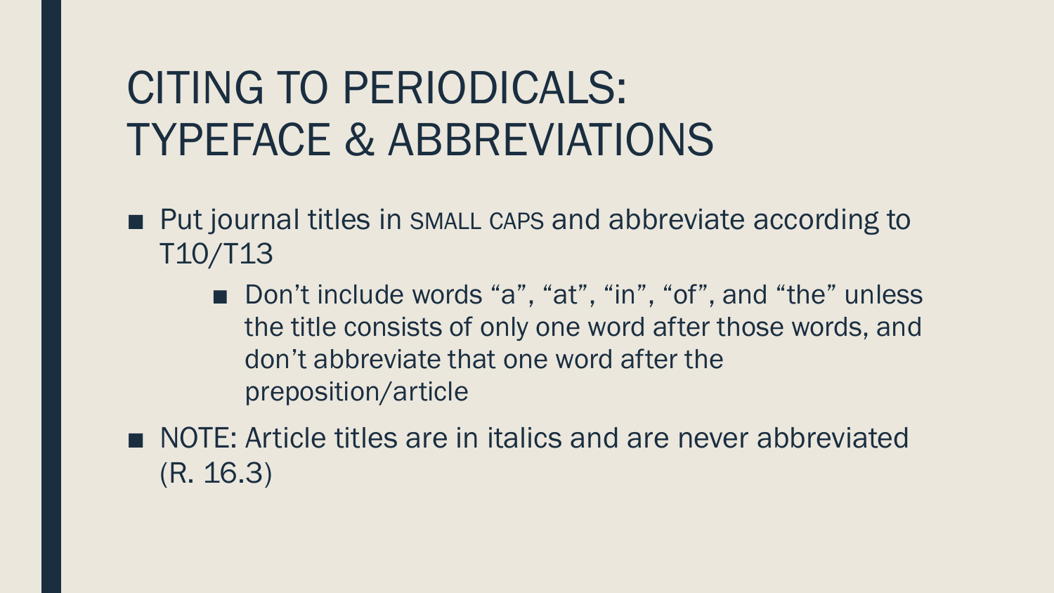# CITING TO PERIODICALS: TYPEFACE & ABBREVIATIONS

- Put journal titles in SMALL CAPS and abbreviate according to T10/T13
  - Don’t include words “a”, “at”, “in”, “of”, and “the” unless the title consists of only one word after those words, and don’t abbreviate that one word after the preposition/article
- NOTE: Article titles are in italics and are never abbreviated (R. 16.3)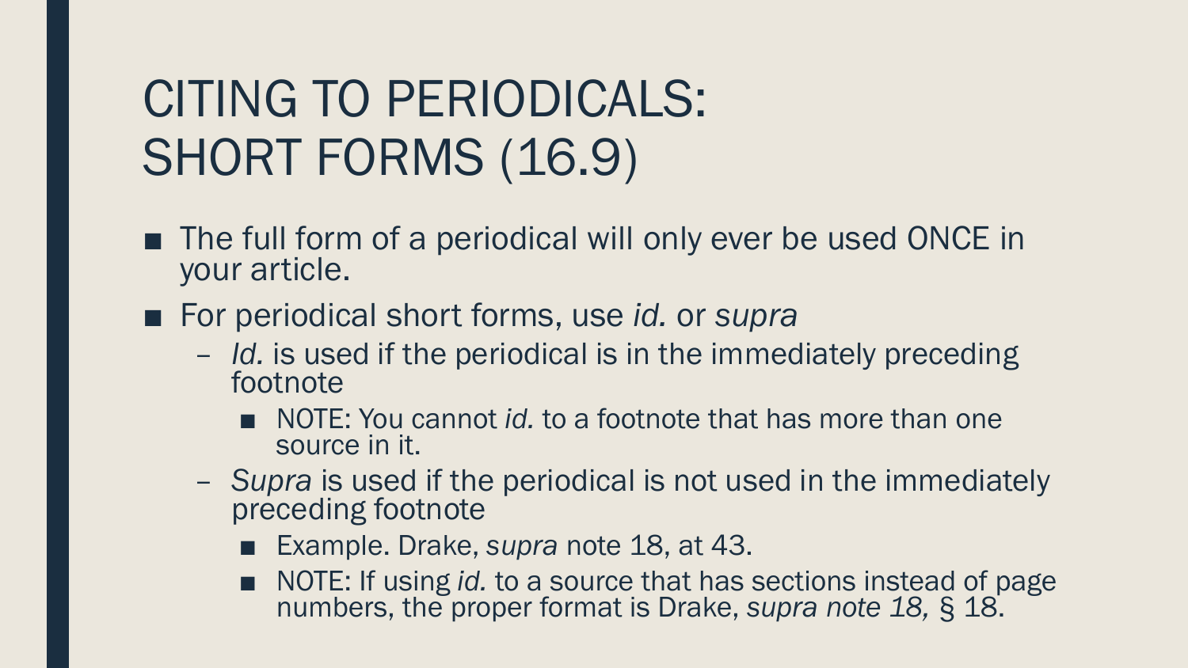# CITING TO PERIODICALS: SHORT FORMS (16.9)

- The full form of a periodical will only ever be used ONCE in your article.
- For periodical short forms, use *id.* or *supra*
  - *Id.* is used if the periodical is in the immediately preceding footnote
    - NOTE: You cannot *id.* to a footnote that has more than one source in it.
  - *Supra* is used if the periodical is not used in the immediately preceding footnote
    - Example. Drake, *supra* note 18, at 43.
    - NOTE: If using *id.* to a source that has sections instead of page numbers, the proper format is Drake, *supra note 18,* § 18.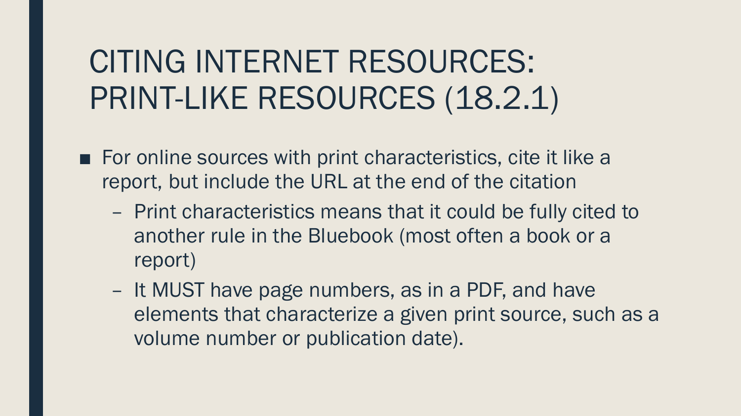# CITING INTERNET RESOURCES: PRINT-LIKE RESOURCES (18.2.1)

- For online sources with print characteristics, cite it like a report, but include the URL at the end of the citation
  - Print characteristics means that it could be fully cited to another rule in the Bluebook (most often a book or a report)
  - It MUST have page numbers, as in a PDF, and have elements that characterize a given print source, such as a volume number or publication date).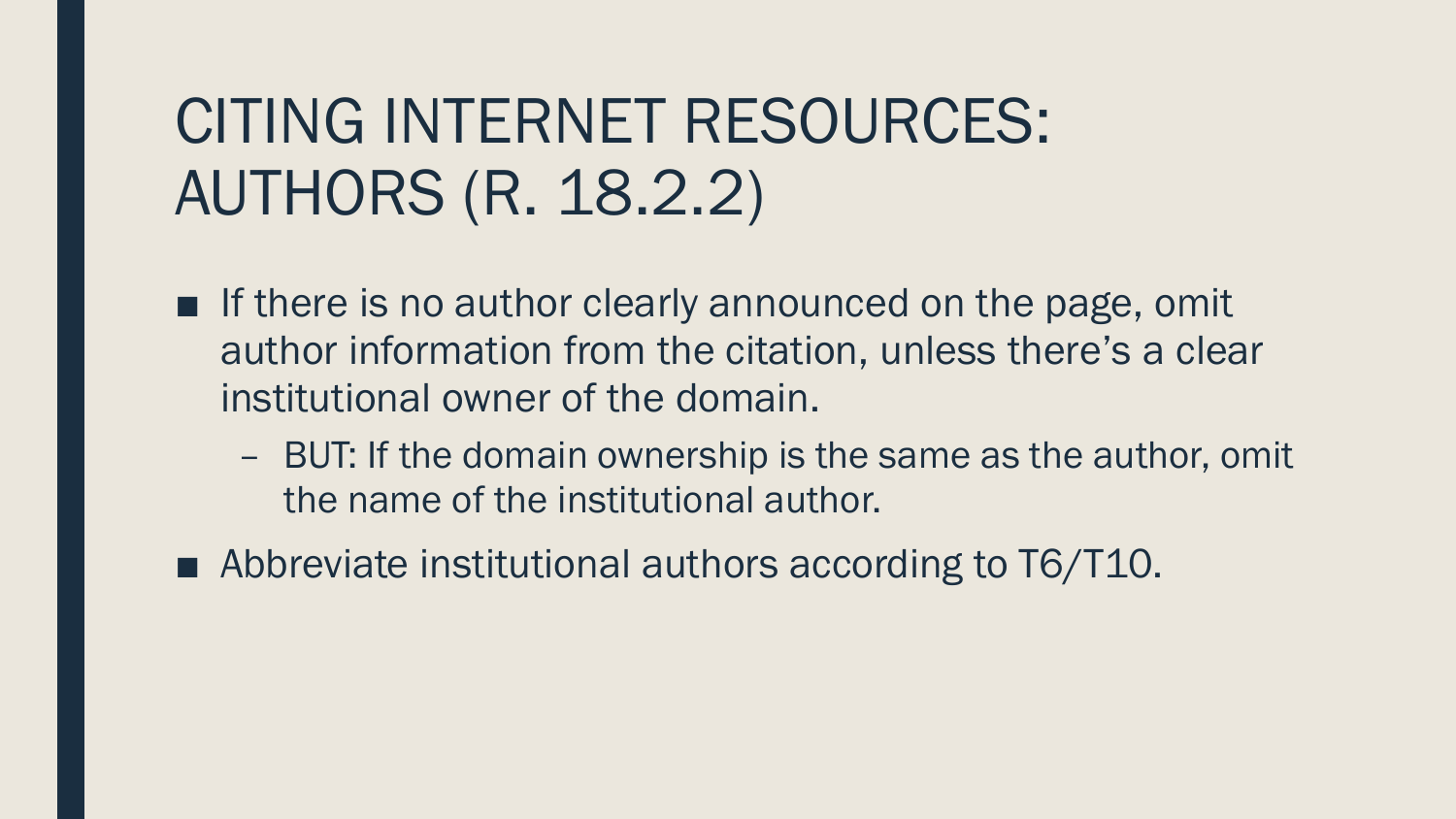# CITING INTERNET RESOURCES: AUTHORS (R. 18.2.2)

- If there is no author clearly announced on the page, omit author information from the citation, unless there's a clear institutional owner of the domain.
  - BUT: If the domain ownership is the same as the author, omit the name of the institutional author.
- Abbreviate institutional authors according to T6/T10.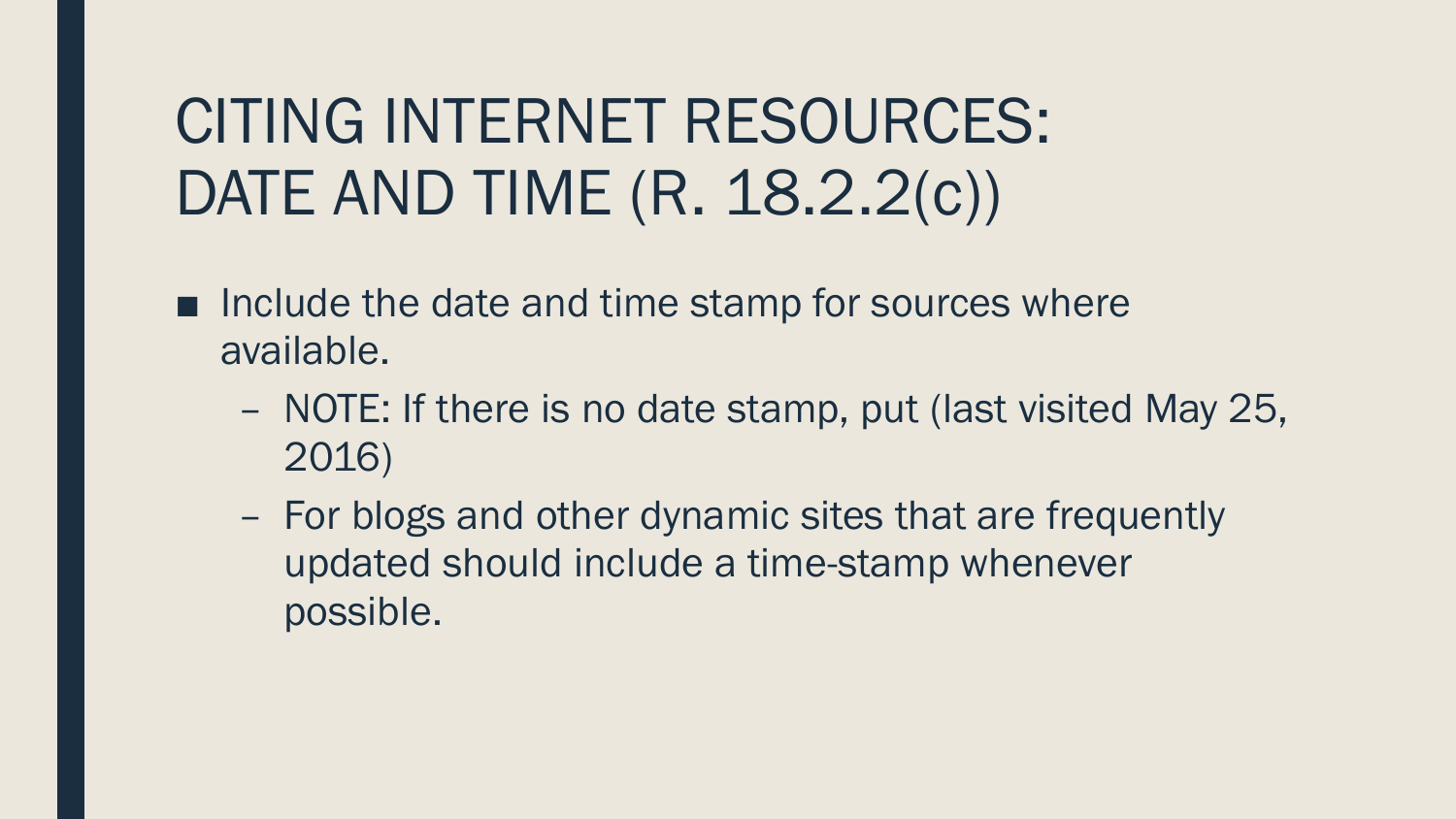# CITING INTERNET RESOURCES: DATE AND TIME (R. 18.2.2(c))

- Include the date and time stamp for sources where available.
  - NOTE: If there is no date stamp, put (last visited May 25, 2016)
  - For blogs and other dynamic sites that are frequently updated should include a time-stamp whenever possible.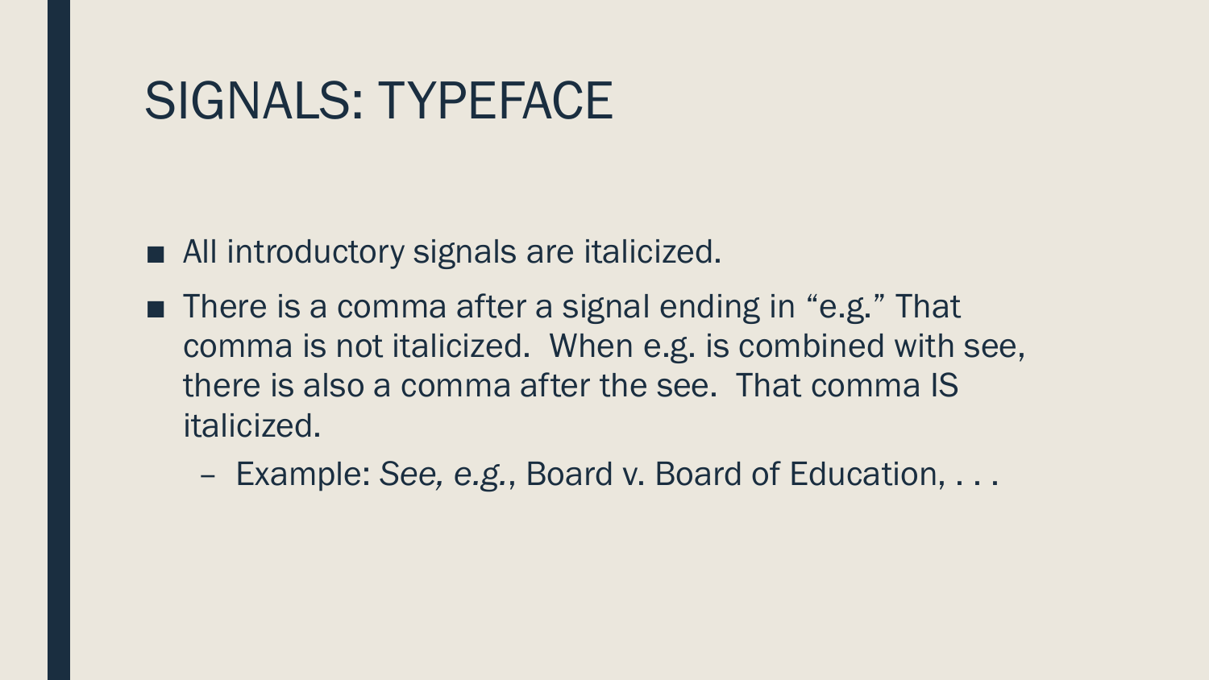# SIGNALS: TYPEFACE

- All introductory signals are italicized.
- There is a comma after a signal ending in "e.g." That comma is not italicized. When e.g. is combined with see, there is also a comma after the see. That comma IS italicized.
  - Example: *See, e.g.*, Board v. Board of Education, . . .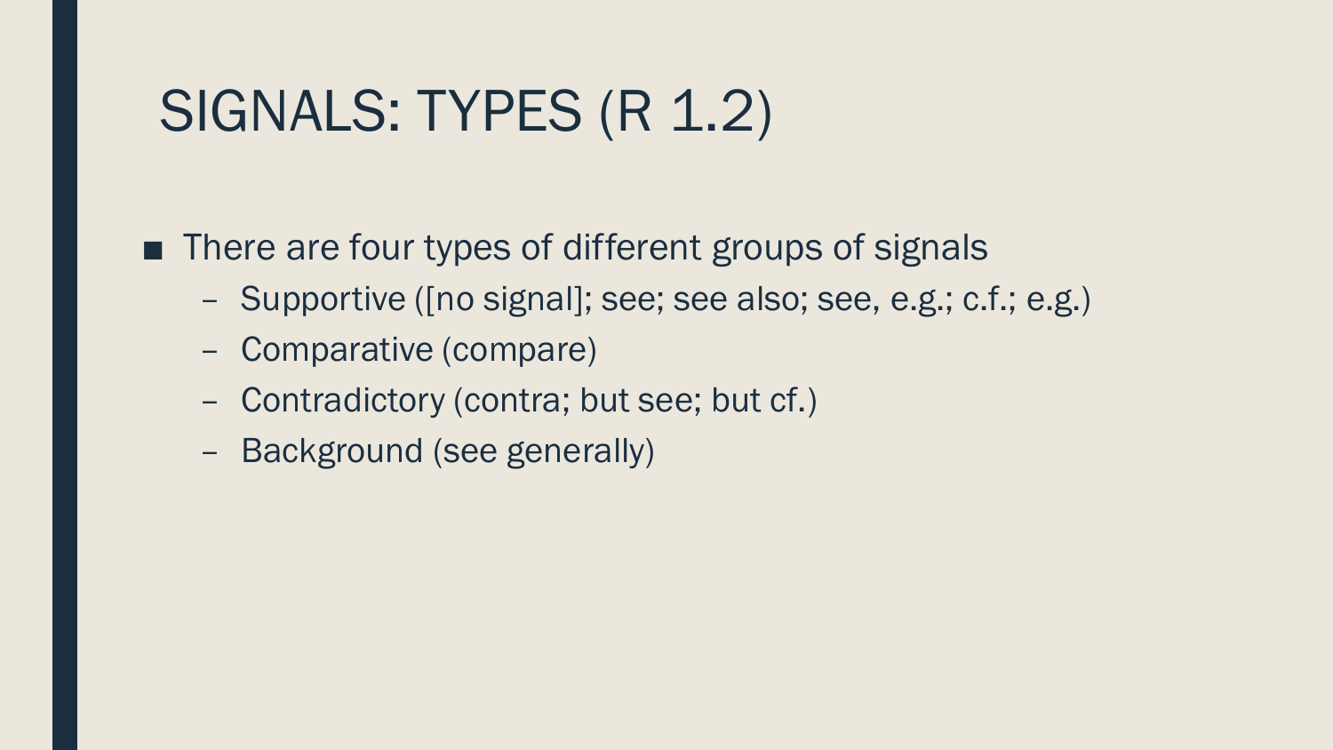# SIGNALS: TYPES (R 1.2)

- There are four types of different groups of signals
  - Supportive ([no signal]; see; see also; see, e.g.; c.f.; e.g.)
  - Comparative (compare)
  - Contradictory (contra; but see; but cf.)
  - Background (see generally)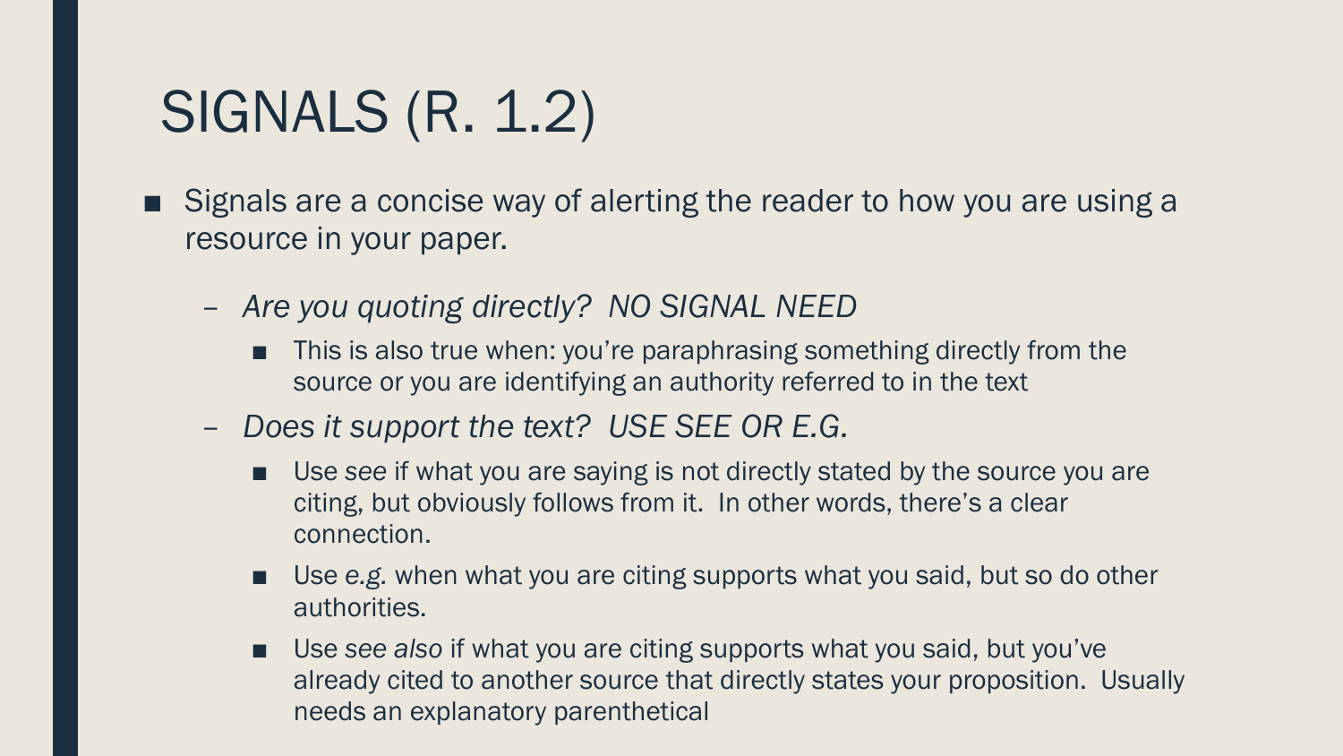# SIGNALS (R. 1.2)

- Signals are a concise way of alerting the reader to how you are using a resource in your paper.
  - *Are you quoting directly? NO SIGNAL NEED*
    - This is also true when: you're paraphrasing something directly from the source or you are identifying an authority referred to in the text
  - *Does it support the text? USE SEE OR E.G.*
    - Use *see* if what you are saying is not directly stated by the source you are citing, but obviously follows from it. In other words, there's a clear connection.
    - Use *e.g.* when what you are citing supports what you said, but so do other authorities.
    - Use *see also* if what you are citing supports what you said, but you've already cited to another source that directly states your proposition. Usually needs an explanatory parenthetical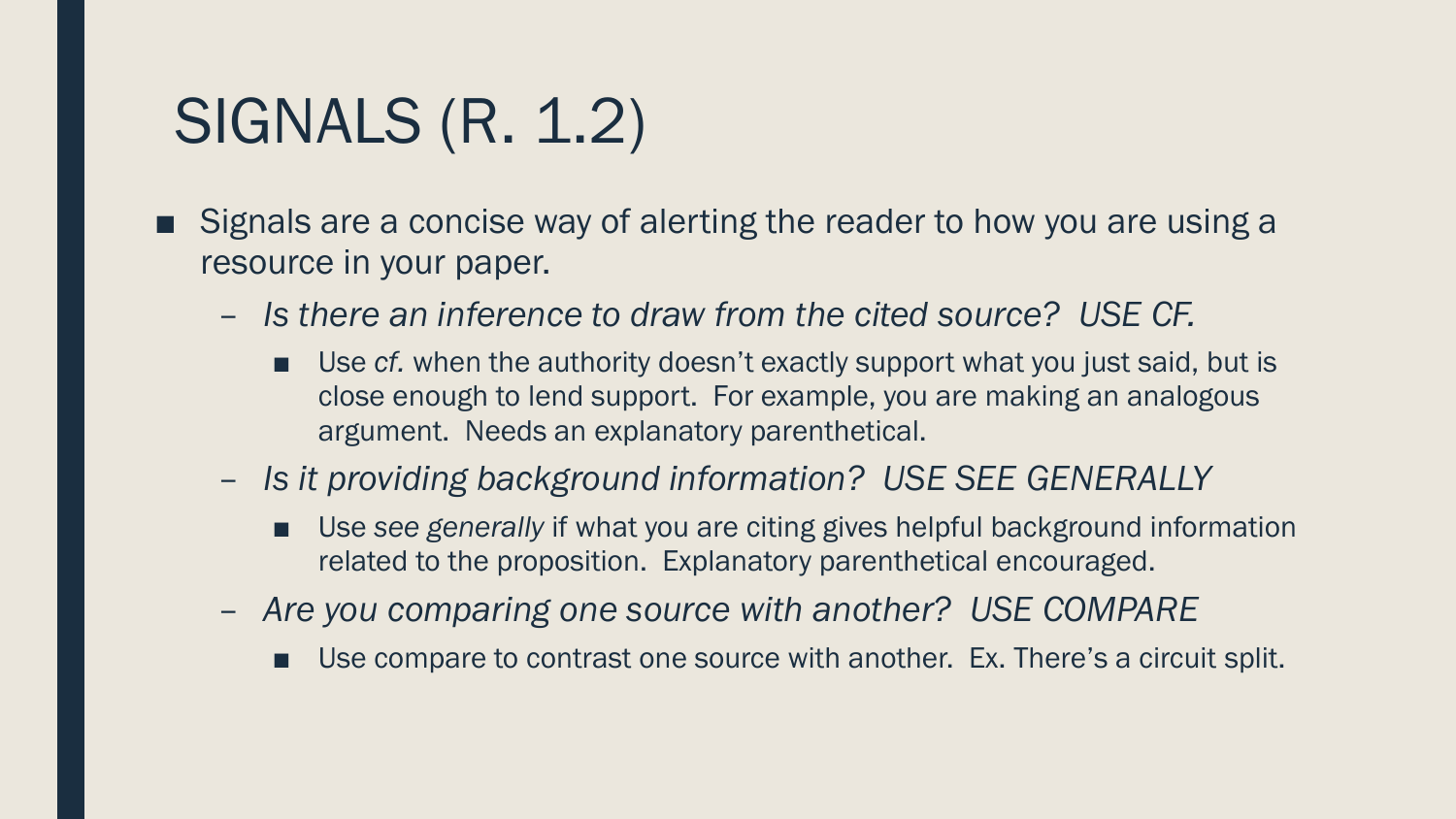# SIGNALS (R. 1.2)

- Signals are a concise way of alerting the reader to how you are using a resource in your paper.
  - *Is there an inference to draw from the cited source? USE CF.*
    - Use *cf.* when the authority doesn't exactly support what you just said, but is close enough to lend support. For example, you are making an analogous argument. Needs an explanatory parenthetical.
  - *Is it providing background information? USE SEE GENERALLY*
    - Use *see generally* if what you are citing gives helpful background information related to the proposition. Explanatory parenthetical encouraged.
  - *Are you comparing one source with another? USE COMPARE*
    - Use compare to contrast one source with another. Ex. There's a circuit split.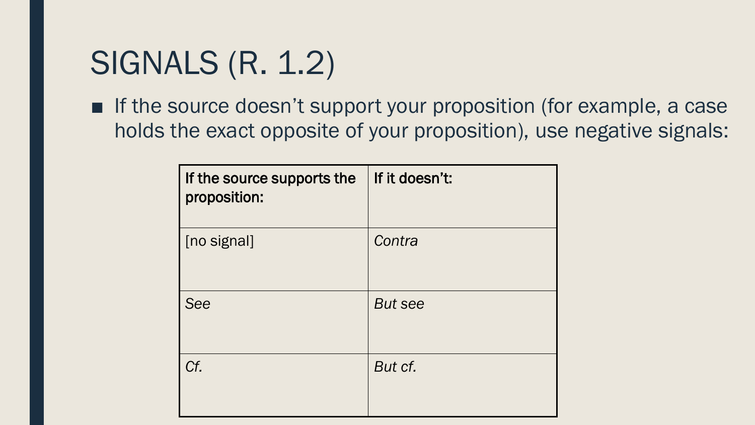# SIGNALS (R. 1.2)

- If the source doesn't support your proposition (for example, a case holds the exact opposite of your proposition), use negative signals:

| If the source supports the proposition: | If it doesn't: |
|---|---|
| [no signal] | *Contra* |
| *See* | *But see* |
| *Cf.* | *But cf.* |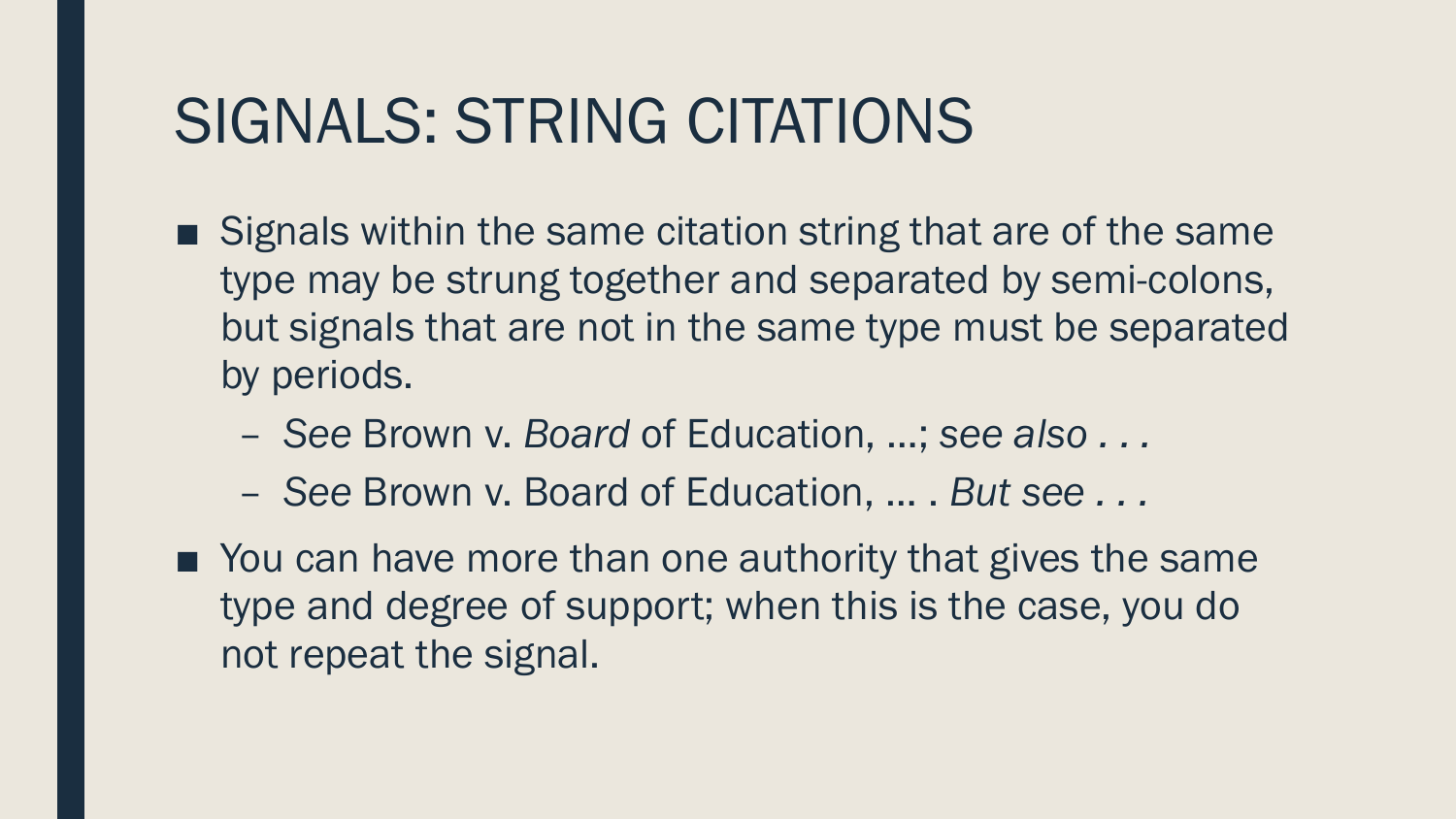# SIGNALS: STRING CITATIONS

- Signals within the same citation string that are of the same type may be strung together and separated by semi-colons, but signals that are not in the same type must be separated by periods.
  - *See* Brown v. *Board* of Education, …; *see also . . .*
  - *See* Brown v. Board of Education, … . *But see . . .*
- You can have more than one authority that gives the same type and degree of support; when this is the case, you do not repeat the signal.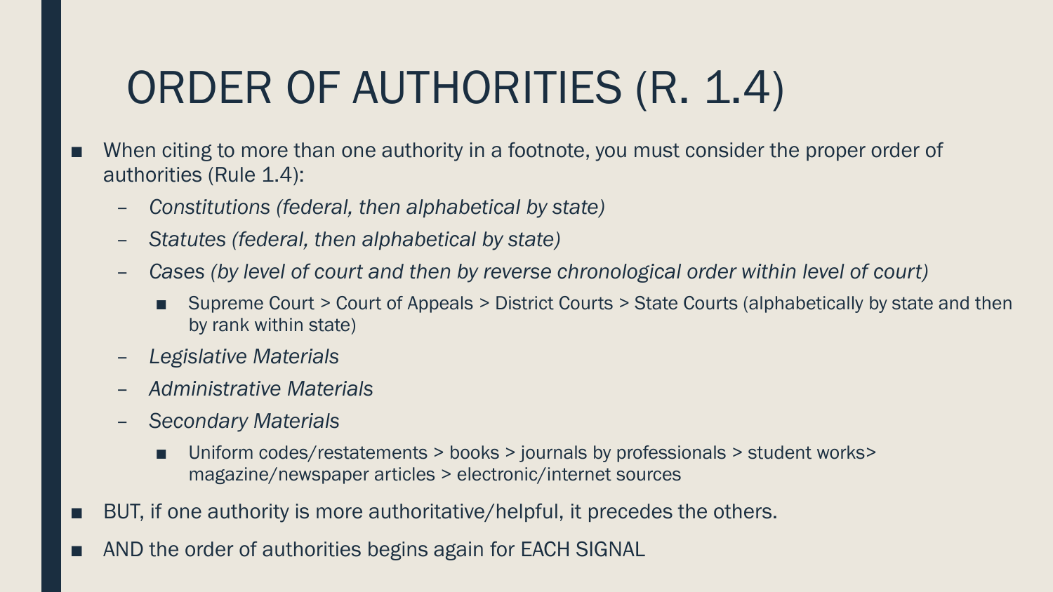# ORDER OF AUTHORITIES (R. 1.4)

- When citing to more than one authority in a footnote, you must consider the proper order of authorities (Rule 1.4):
  - *Constitutions (federal, then alphabetical by state)*
  - *Statutes (federal, then alphabetical by state)*
  - *Cases (by level of court and then by reverse chronological order within level of court)*
    - Supreme Court > Court of Appeals > District Courts > State Courts (alphabetically by state and then by rank within state)
  - *Legislative Materials*
  - *Administrative Materials*
  - *Secondary Materials*
    - Uniform codes/restatements > books > journals by professionals > student works> magazine/newspaper articles > electronic/internet sources
- BUT, if one authority is more authoritative/helpful, it precedes the others.
- AND the order of authorities begins again for EACH SIGNAL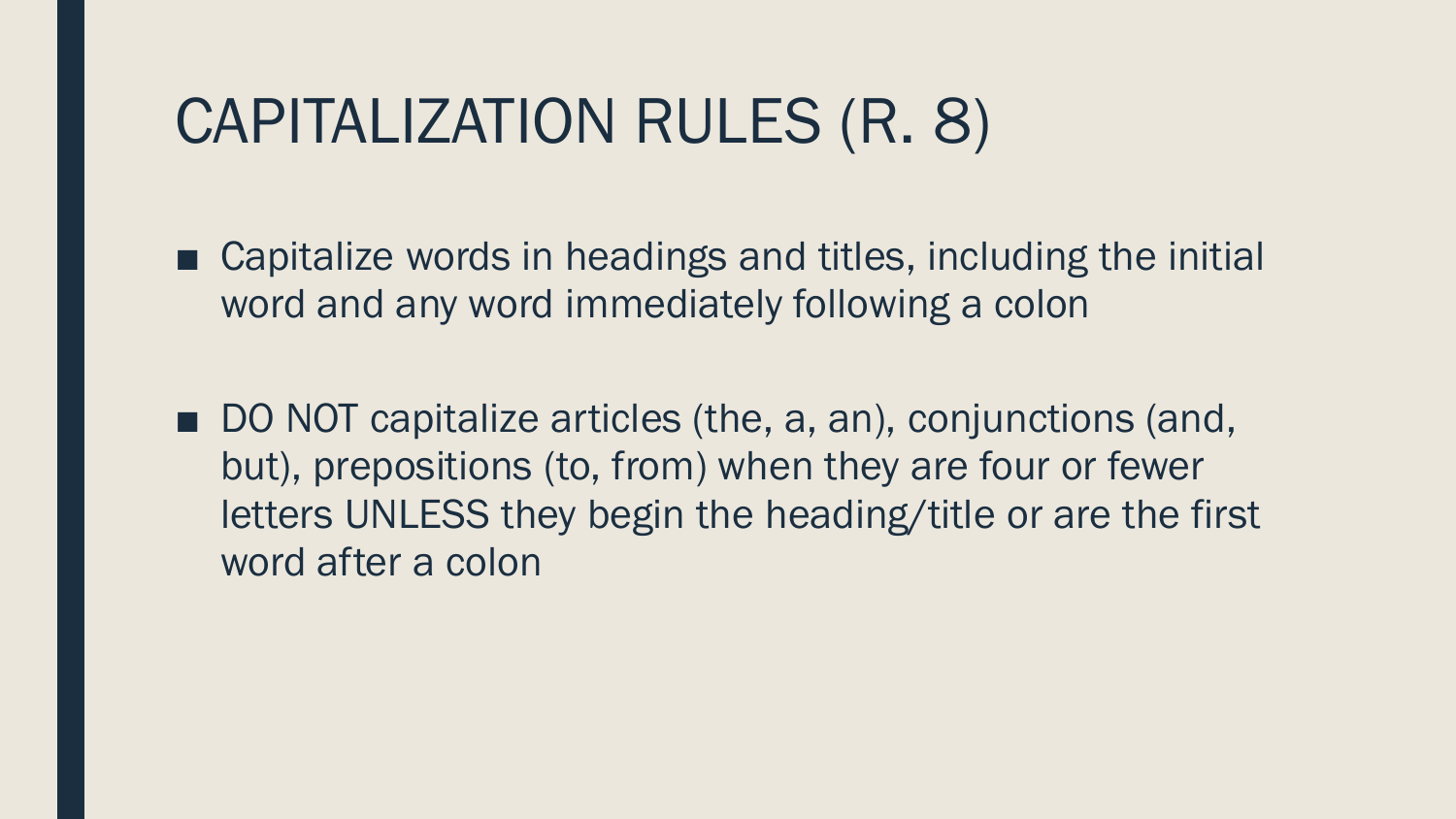# CAPITALIZATION RULES (R. 8)

- Capitalize words in headings and titles, including the initial word and any word immediately following a colon

- DO NOT capitalize articles (the, a, an), conjunctions (and, but), prepositions (to, from) when they are four or fewer letters UNLESS they begin the heading/title or are the first word after a colon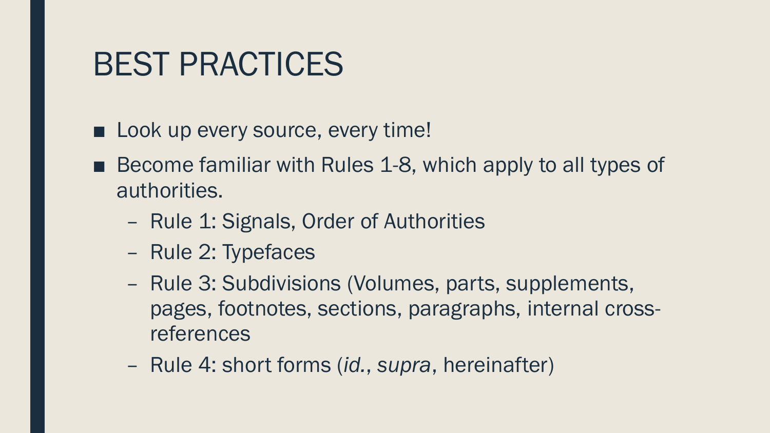# BEST PRACTICES

- Look up every source, every time!
- Become familiar with Rules 1-8, which apply to all types of authorities.
  - Rule 1: Signals, Order of Authorities
  - Rule 2: Typefaces
  - Rule 3: Subdivisions (Volumes, parts, supplements, pages, footnotes, sections, paragraphs, internal cross-references
  - Rule 4: short forms (*id.*, *supra*, hereinafter)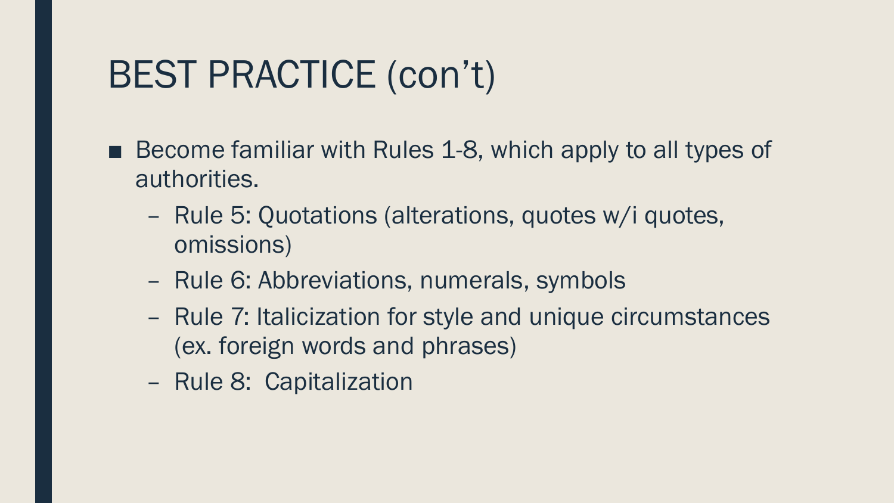# BEST PRACTICE (con't)

- Become familiar with Rules 1-8, which apply to all types of authorities.
  - Rule 5: Quotations (alterations, quotes w/i quotes, omissions)
  - Rule 6: Abbreviations, numerals, symbols
  - Rule 7: Italicization for style and unique circumstances (ex. foreign words and phrases)
  - Rule 8: Capitalization